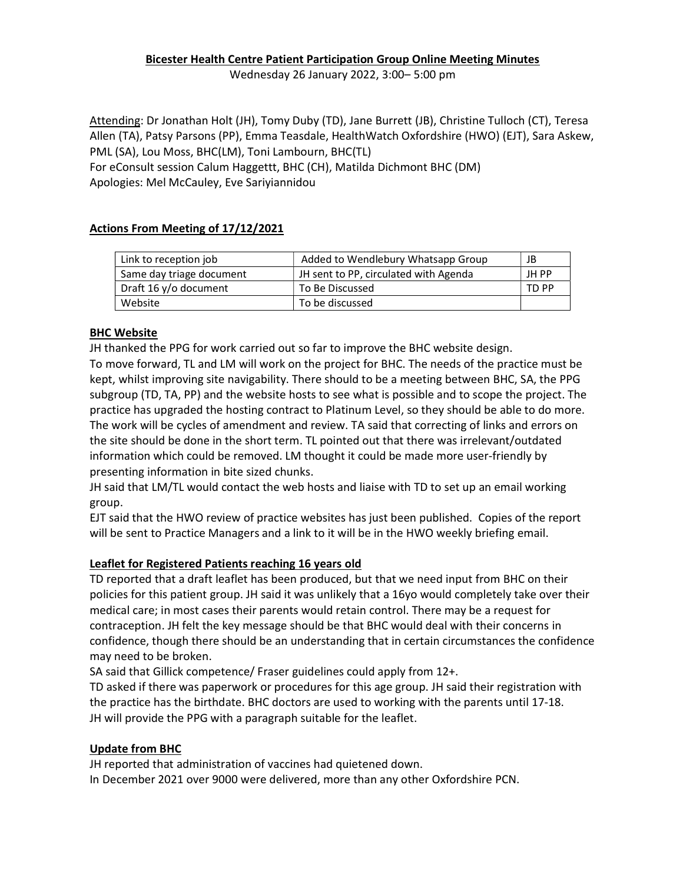**Bicester Health Centre Patient Participation Group Online Meeting Minutes**

Wednesday 26 January 2022, 3:00– 5:00 pm

Attending: Dr Jonathan Holt (JH), Tomy Duby (TD), Jane Burrett (JB), Christine Tulloch (CT), Teresa Allen (TA), Patsy Parsons (PP), Emma Teasdale, HealthWatch Oxfordshire (HWO) (EJT), Sara Askew, PML (SA), Lou Moss, BHC(LM), Toni Lambourn, BHC(TL)
For eConsult session Calum Haggettt, BHC (CH), Matilda Dichmont BHC (DM)
Apologies: Mel McCauley, Eve Sariyiannidou

**Actions From Meeting of 17/12/2021**

| | | |
|---|---|---|
| Link to reception job | Added to Wendlebury Whatsapp Group | JB |
| Same day triage document | JH sent to PP, circulated with Agenda | JH PP |
| Draft 16 y/o document | To Be Discussed | TD PP |
| Website | To be discussed | |

**BHC Website**

JH thanked the PPG for work carried out so far to improve the BHC website design.
To move forward, TL and LM will work on the project for BHC. The needs of the practice must be kept, whilst improving site navigability. There should to be a meeting between BHC, SA, the PPG subgroup (TD, TA, PP) and the website hosts to see what is possible and to scope the project. The practice has upgraded the hosting contract to Platinum Level, so they should be able to do more. The work will be cycles of amendment and review. TA said that correcting of links and errors on the site should be done in the short term. TL pointed out that there was irrelevant/outdated information which could be removed. LM thought it could be made more user-friendly by presenting information in bite sized chunks.
JH said that LM/TL would contact the web hosts and liaise with TD to set up an email working group.
EJT said that the HWO review of practice websites has just been published. Copies of the report will be sent to Practice Managers and a link to it will be in the HWO weekly briefing email.

**Leaflet for Registered Patients reaching 16 years old**

TD reported that a draft leaflet has been produced, but that we need input from BHC on their policies for this patient group. JH said it was unlikely that a 16yo would completely take over their medical care; in most cases their parents would retain control. There may be a request for contraception. JH felt the key message should be that BHC would deal with their concerns in confidence, though there should be an understanding that in certain circumstances the confidence may need to be broken.
SA said that Gillick competence/ Fraser guidelines could apply from 12+.
TD asked if there was paperwork or procedures for this age group. JH said their registration with the practice has the birthdate. BHC doctors are used to working with the parents until 17-18.
JH will provide the PPG with a paragraph suitable for the leaflet.

**Update from BHC**

JH reported that administration of vaccines had quietened down.
In December 2021 over 9000 were delivered, more than any other Oxfordshire PCN.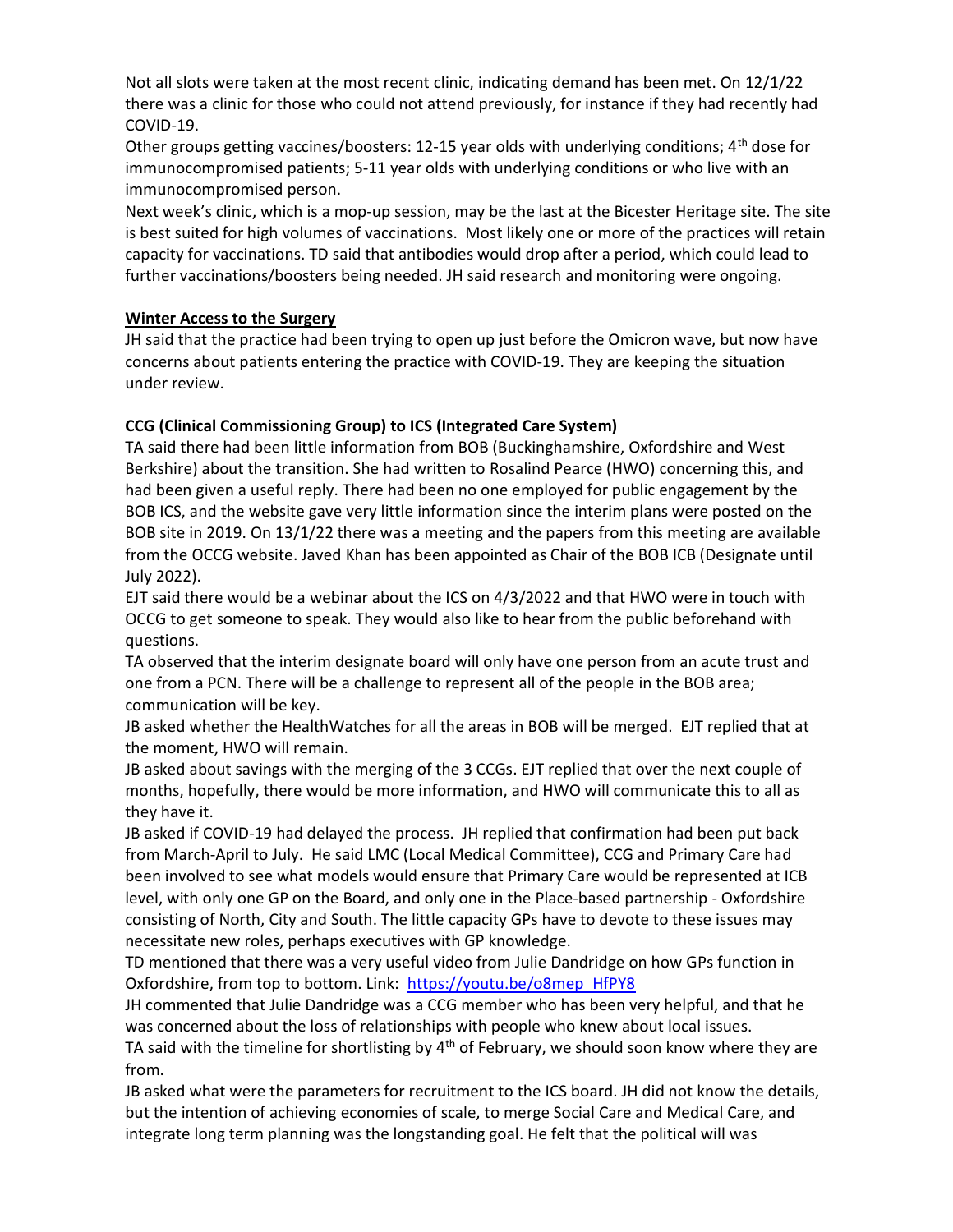Not all slots were taken at the most recent clinic, indicating demand has been met. On 12/1/22 there was a clinic for those who could not attend previously, for instance if they had recently had COVID-19.

Other groups getting vaccines/boosters: 12-15 year olds with underlying conditions; 4th dose for immunocompromised patients; 5-11 year olds with underlying conditions or who live with an immunocompromised person.

Next week's clinic, which is a mop-up session, may be the last at the Bicester Heritage site. The site is best suited for high volumes of vaccinations. Most likely one or more of the practices will retain capacity for vaccinations. TD said that antibodies would drop after a period, which could lead to further vaccinations/boosters being needed. JH said research and monitoring were ongoing.

**Winter Access to the Surgery**

JH said that the practice had been trying to open up just before the Omicron wave, but now have concerns about patients entering the practice with COVID-19. They are keeping the situation under review.

**CCG (Clinical Commissioning Group) to ICS (Integrated Care System)**

TA said there had been little information from BOB (Buckinghamshire, Oxfordshire and West Berkshire) about the transition. She had written to Rosalind Pearce (HWO) concerning this, and had been given a useful reply. There had been no one employed for public engagement by the BOB ICS, and the website gave very little information since the interim plans were posted on the BOB site in 2019. On 13/1/22 there was a meeting and the papers from this meeting are available from the OCCG website. Javed Khan has been appointed as Chair of the BOB ICB (Designate until July 2022).

EJT said there would be a webinar about the ICS on 4/3/2022 and that HWO were in touch with OCCG to get someone to speak. They would also like to hear from the public beforehand with questions.

TA observed that the interim designate board will only have one person from an acute trust and one from a PCN. There will be a challenge to represent all of the people in the BOB area; communication will be key.

JB asked whether the HealthWatches for all the areas in BOB will be merged. EJT replied that at the moment, HWO will remain.

JB asked about savings with the merging of the 3 CCGs. EJT replied that over the next couple of months, hopefully, there would be more information, and HWO will communicate this to all as they have it.

JB asked if COVID-19 had delayed the process. JH replied that confirmation had been put back from March-April to July. He said LMC (Local Medical Committee), CCG and Primary Care had been involved to see what models would ensure that Primary Care would be represented at ICB level, with only one GP on the Board, and only one in the Place-based partnership - Oxfordshire consisting of North, City and South. The little capacity GPs have to devote to these issues may necessitate new roles, perhaps executives with GP knowledge.

TD mentioned that there was a very useful video from Julie Dandridge on how GPs function in Oxfordshire, from top to bottom. Link: https://youtu.be/o8mep_HfPY8

JH commented that Julie Dandridge was a CCG member who has been very helpful, and that he was concerned about the loss of relationships with people who knew about local issues.

TA said with the timeline for shortlisting by 4th of February, we should soon know where they are from.

JB asked what were the parameters for recruitment to the ICS board. JH did not know the details, but the intention of achieving economies of scale, to merge Social Care and Medical Care, and integrate long term planning was the longstanding goal. He felt that the political will was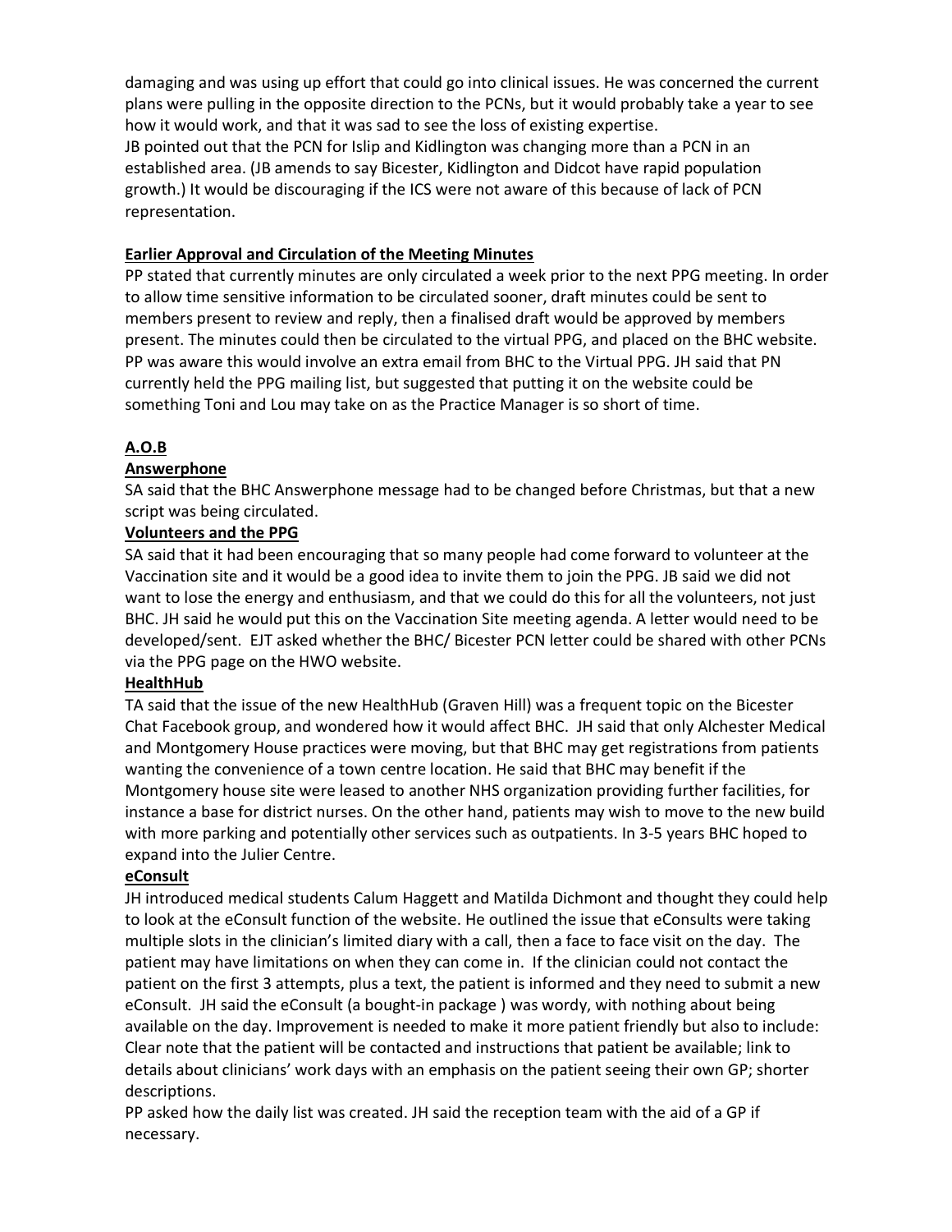damaging and was using up effort that could go into clinical issues. He was concerned the current plans were pulling in the opposite direction to the PCNs, but it would probably take a year to see how it would work, and that it was sad to see the loss of existing expertise.

JB pointed out that the PCN for Islip and Kidlington was changing more than a PCN in an established area. (JB amends to say Bicester, Kidlington and Didcot have rapid population growth.) It would be discouraging if the ICS were not aware of this because of lack of PCN representation.

**Earlier Approval and Circulation of the Meeting Minutes**

PP stated that currently minutes are only circulated a week prior to the next PPG meeting. In order to allow time sensitive information to be circulated sooner, draft minutes could be sent to members present to review and reply, then a finalised draft would be approved by members present. The minutes could then be circulated to the virtual PPG, and placed on the BHC website. PP was aware this would involve an extra email from BHC to the Virtual PPG. JH said that PN currently held the PPG mailing list, but suggested that putting it on the website could be something Toni and Lou may take on as the Practice Manager is so short of time.

**A.O.B**

**Answerphone**

SA said that the BHC Answerphone message had to be changed before Christmas, but that a new script was being circulated.

**Volunteers and the PPG**

SA said that it had been encouraging that so many people had come forward to volunteer at the Vaccination site and it would be a good idea to invite them to join the PPG. JB said we did not want to lose the energy and enthusiasm, and that we could do this for all the volunteers, not just BHC. JH said he would put this on the Vaccination Site meeting agenda. A letter would need to be developed/sent. EJT asked whether the BHC/ Bicester PCN letter could be shared with other PCNs via the PPG page on the HWO website.

**HealthHub**

TA said that the issue of the new HealthHub (Graven Hill) was a frequent topic on the Bicester Chat Facebook group, and wondered how it would affect BHC. JH said that only Alchester Medical and Montgomery House practices were moving, but that BHC may get registrations from patients wanting the convenience of a town centre location. He said that BHC may benefit if the Montgomery house site were leased to another NHS organization providing further facilities, for instance a base for district nurses. On the other hand, patients may wish to move to the new build with more parking and potentially other services such as outpatients. In 3-5 years BHC hoped to expand into the Julier Centre.

**eConsult**

JH introduced medical students Calum Haggett and Matilda Dichmont and thought they could help to look at the eConsult function of the website. He outlined the issue that eConsults were taking multiple slots in the clinician's limited diary with a call, then a face to face visit on the day. The patient may have limitations on when they can come in. If the clinician could not contact the patient on the first 3 attempts, plus a text, the patient is informed and they need to submit a new eConsult. JH said the eConsult (a bought-in package ) was wordy, with nothing about being available on the day. Improvement is needed to make it more patient friendly but also to include: Clear note that the patient will be contacted and instructions that patient be available; link to details about clinicians' work days with an emphasis on the patient seeing their own GP; shorter descriptions.

PP asked how the daily list was created. JH said the reception team with the aid of a GP if necessary.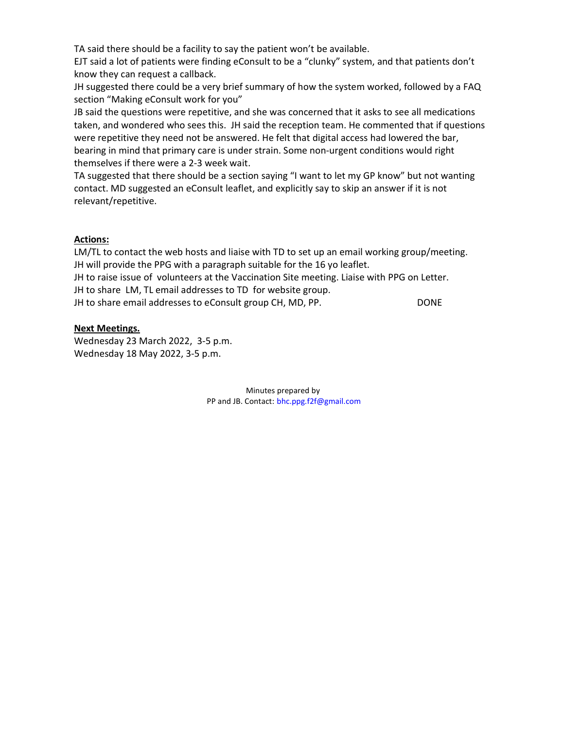TA said there should be a facility to say the patient won't be available.
EJT said a lot of patients were finding eConsult to be a "clunky" system, and that patients don't know they can request a callback.
JH suggested there could be a very brief summary of how the system worked, followed by a FAQ section "Making eConsult work for you"
JB said the questions were repetitive, and she was concerned that it asks to see all medications taken, and wondered who sees this. JH said the reception team. He commented that if questions were repetitive they need not be answered. He felt that digital access had lowered the bar, bearing in mind that primary care is under strain. Some non-urgent conditions would right themselves if there were a 2-3 week wait.
TA suggested that there should be a section saying "I want to let my GP know" but not wanting contact. MD suggested an eConsult leaflet, and explicitly say to skip an answer if it is not relevant/repetitive.

**Actions:**

LM/TL to contact the web hosts and liaise with TD to set up an email working group/meeting.
JH will provide the PPG with a paragraph suitable for the 16 yo leaflet.
JH to raise issue of volunteers at the Vaccination Site meeting. Liaise with PPG on Letter.
JH to share LM, TL email addresses to TD for website group.
JH to share email addresses to eConsult group CH, MD, PP. DONE

**Next Meetings.**

Wednesday 23 March 2022, 3-5 p.m.
Wednesday 18 May 2022, 3-5 p.m.

Minutes prepared by
PP and JB. Contact: bhc.ppg.f2f@gmail.com